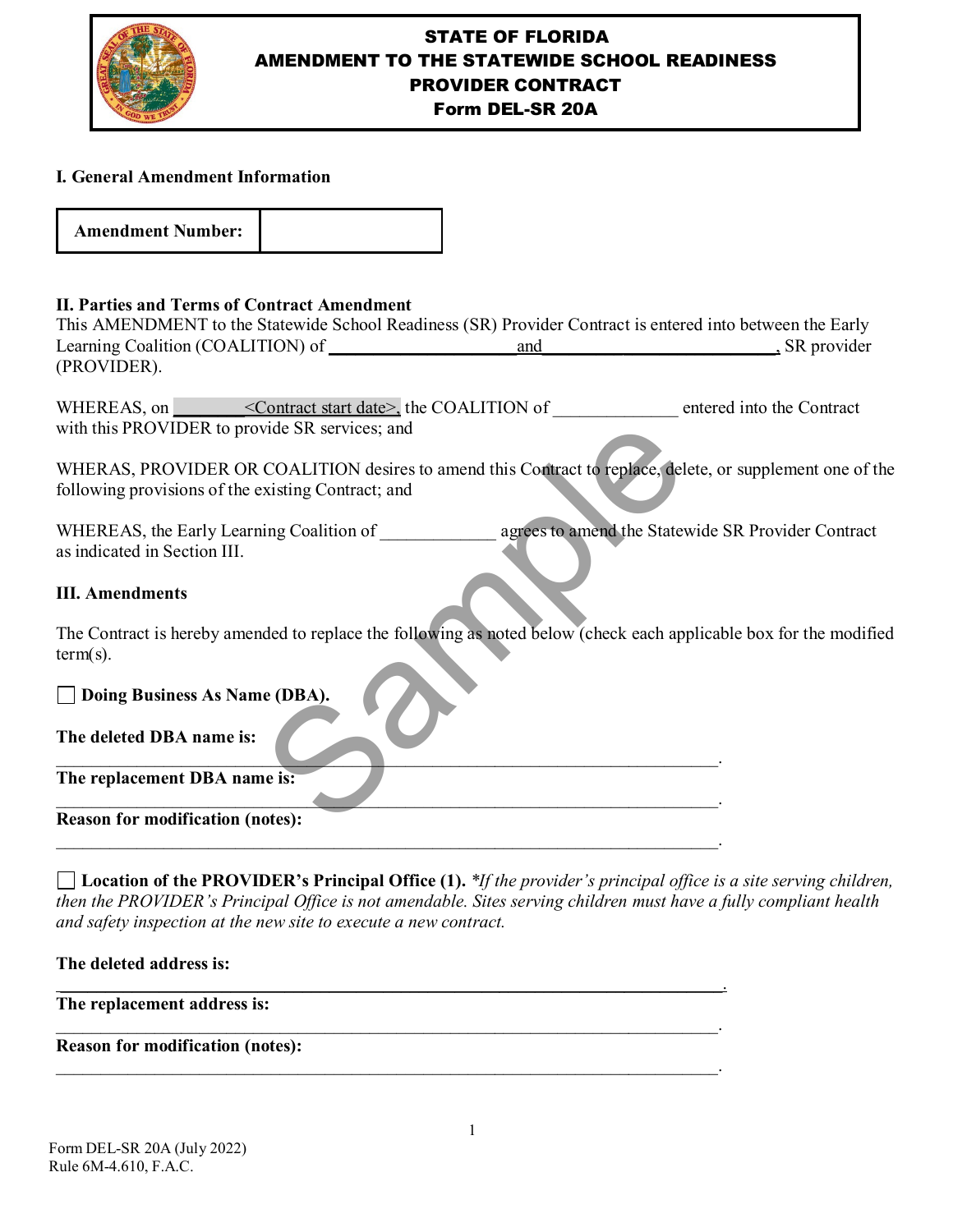# STATE OF FLORIDA
# AMENDMENT TO THE STATEWIDE SCHOOL READINESS PROVIDER CONTRACT
# Form DEL-SR 20A

## I. General Amendment Information

| Amendment Number: | |
|---|---|

## II. Parties and Terms of Contract Amendment

This AMENDMENT to the Statewide School Readiness (SR) Provider Contract is entered into between the Early Learning Coalition (COALITION) of ____________________ and ____________________, SR provider (PROVIDER).

WHEREAS, on ________<Contract start date>, the COALITION of ______________ entered into the Contract with this PROVIDER to provide SR services; and

WHERAS, PROVIDER OR COALITION desires to amend this Contract to replace, delete, or supplement one of the following provisions of the existing Contract; and

WHEREAS, the Early Learning Coalition of ____________ agrees to amend the Statewide SR Provider Contract as indicated in Section III.

## III. Amendments

The Contract is hereby amended to replace the following as noted below (check each applicable box for the modified term(s).

☐ **Doing Business As Name (DBA).**

**The deleted DBA name is:**
______________________________________________________________________.

**The replacement DBA name is:**
______________________________________________________________________.

**Reason for modification (notes):**
______________________________________________________________________.

☐ **Location of the PROVIDER's Principal Office (1).** *\*If the provider's principal office is a site serving children, then the PROVIDER's Principal Office is not amendable. Sites serving children must have a fully compliant health and safety inspection at the new site to execute a new contract.*

**The deleted address is:**
______________________________________________________________________.

**The replacement address is:**
______________________________________________________________________.

**Reason for modification (notes):**
______________________________________________________________________.

Form DEL-SR 20A (July 2022)
Rule 6M-4.610, F.A.C.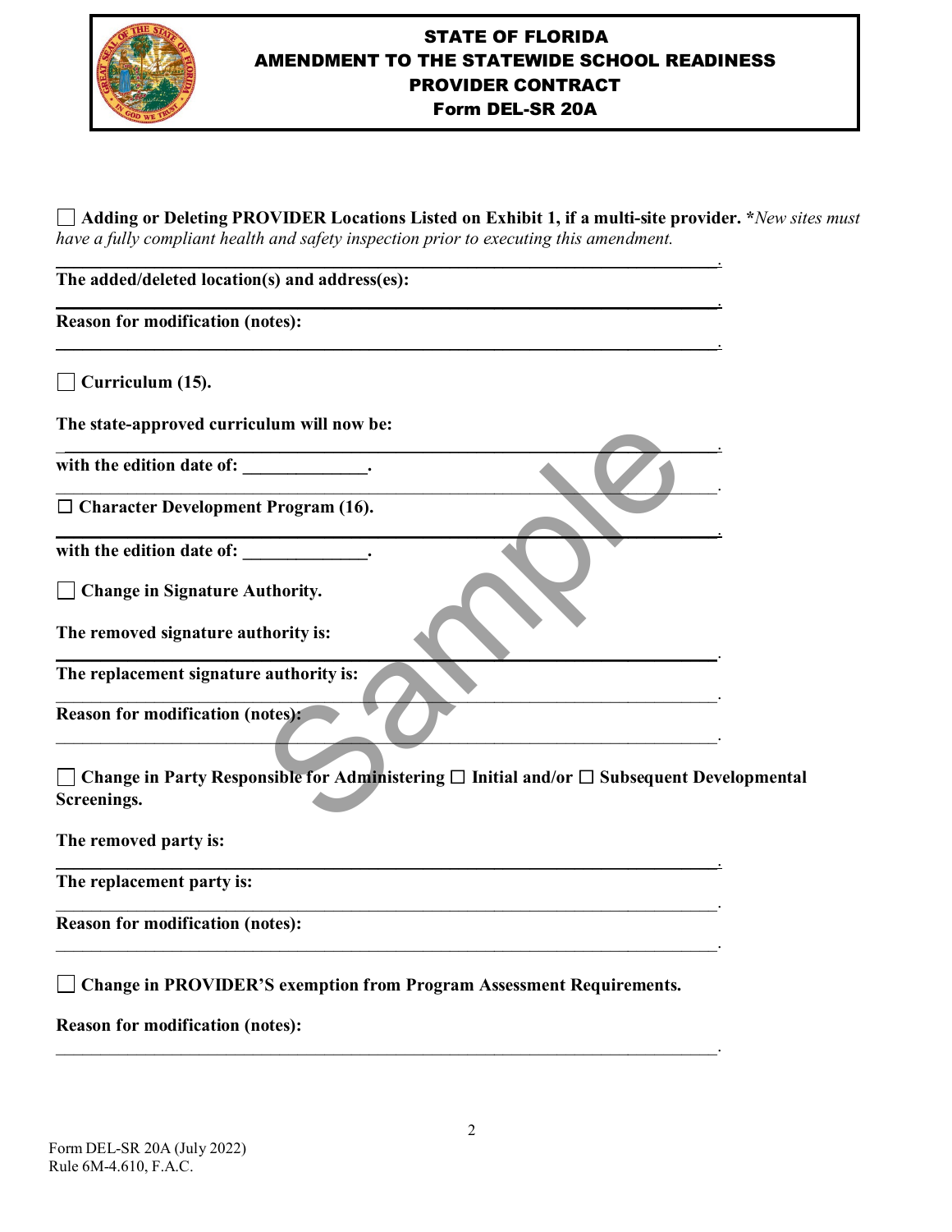# STATE OF FLORIDA
# AMENDMENT TO THE STATEWIDE SCHOOL READINESS PROVIDER CONTRACT
# Form DEL-SR 20A

☐ **Adding or Deleting PROVIDER Locations Listed on Exhibit 1, if a multi-site provider.** ***New sites must** *have a fully compliant health and safety inspection prior to executing this amendment.*

______________________________________________________________________________.

**The added/deleted location(s) and address(es):**

______________________________________________________________________________.

**Reason for modification (notes):**

______________________________________________________________________________.

☐ **Curriculum (15).**

**The state-approved curriculum will now be:**

______________________________________________________________________________.

**with the edition date of: ______________.**

______________________________________________________________________________.

☐ **Character Development Program (16).**

______________________________________________________________________________.

**with the edition date of: ______________.**

☐ **Change in Signature Authority.**

**The removed signature authority is:**

______________________________________________________________________________.

**The replacement signature authority is:**

______________________________________________________________________________.

**Reason for modification (notes):**

______________________________________________________________________________.

☐ **Change in Party Responsible for Administering ☐ Initial and/or ☐ Subsequent Developmental Screenings.**

**The removed party is:**

______________________________________________________________________________.

**The replacement party is:**

______________________________________________________________________________.

**Reason for modification (notes):**

______________________________________________________________________________.

☐ **Change in PROVIDER'S exemption from Program Assessment Requirements.**

**Reason for modification (notes):**

______________________________________________________________________________.

Form DEL-SR 20A (July 2022)
Rule 6M-4.610, F.A.C.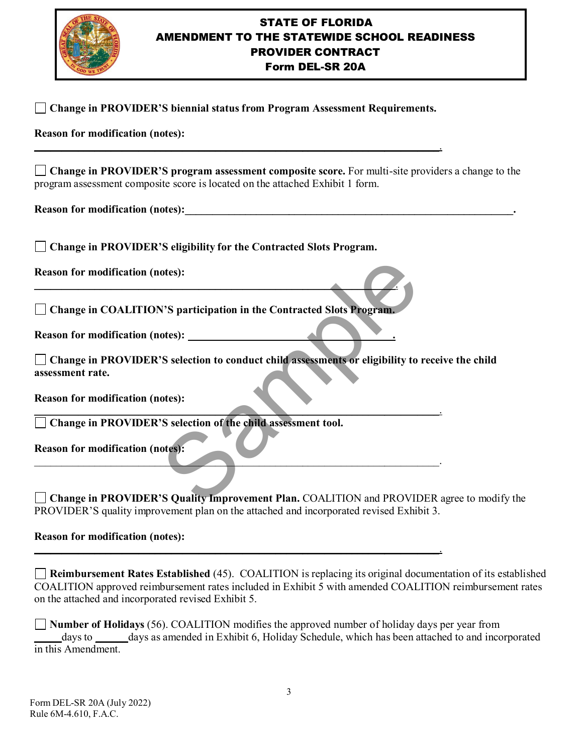# STATE OF FLORIDA
# AMENDMENT TO THE STATEWIDE SCHOOL READINESS PROVIDER CONTRACT
# Form DEL-SR 20A

☐ **Change in PROVIDER'S biennial status from Program Assessment Requirements.**

**Reason for modification (notes):**

_______________________________________________________________________________.

☐ **Change in PROVIDER'S program assessment composite score.** For multi-site providers a change to the program assessment composite score is located on the attached Exhibit 1 form.

**Reason for modification (notes):**_______________________________________________________________.

☐ **Change in PROVIDER'S eligibility for the Contracted Slots Program.**

**Reason for modification (notes):**

_______________________________________________________________________________.

☐ **Change in COALITION'S participation in the Contracted Slots Program.**

**Reason for modification (notes):** ________________________________________.

☐ **Change in PROVIDER'S selection to conduct child assessments or eligibility to receive the child assessment rate.**

**Reason for modification (notes):**

_______________________________________________________________________________.

☐ **Change in PROVIDER'S selection of the child assessment tool.**

**Reason for modification (notes):**

_______________________________________________________________________________.

☐ **Change in PROVIDER'S Quality Improvement Plan.** COALITION and PROVIDER agree to modify the PROVIDER'S quality improvement plan on the attached and incorporated revised Exhibit 3.

**Reason for modification (notes):**

_______________________________________________________________________________.

☐ **Reimbursement Rates Established** (45). COALITION is replacing its original documentation of its established COALITION approved reimbursement rates included in Exhibit 5 with amended COALITION reimbursement rates on the attached and incorporated revised Exhibit 5.

☐ **Number of Holidays** (56). COALITION modifies the approved number of holiday days per year from _____days to ______days as amended in Exhibit 6, Holiday Schedule, which has been attached to and incorporated in this Amendment.

Form DEL-SR 20A (July 2022)
Rule 6M-4.610, F.A.C.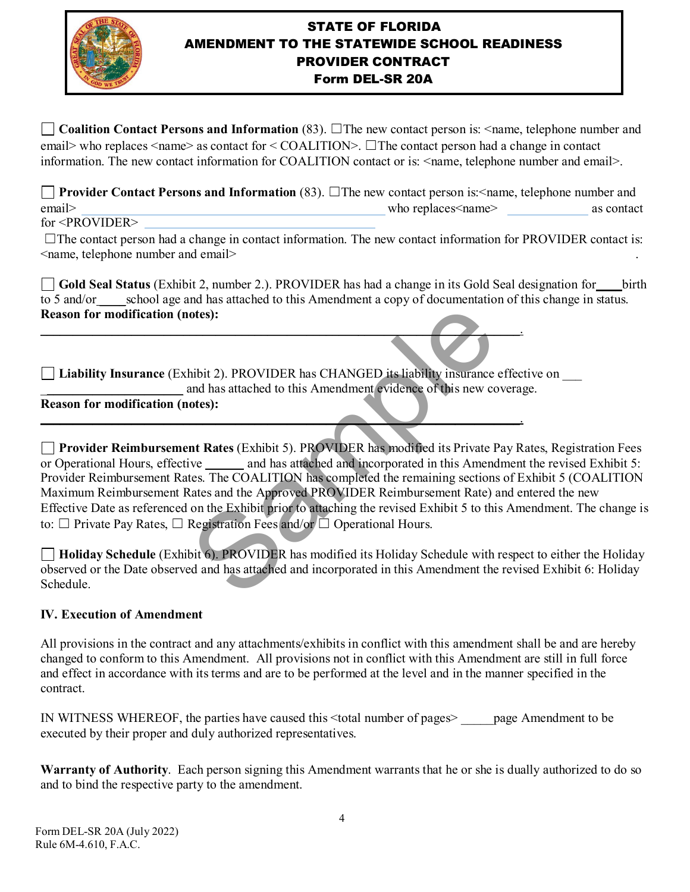# STATE OF FLORIDA
# AMENDMENT TO THE STATEWIDE SCHOOL READINESS PROVIDER CONTRACT
# Form DEL-SR 20A

☐ **Coalition Contact Persons and Information** (83). ☐The new contact person is: <name, telephone number and email> who replaces <name> as contact for < COALITION>. ☐The contact person had a change in contact information. The new contact information for COALITION contact or is: <name, telephone number and email>.

☐ **Provider Contact Persons and Information** (83). ☐The new contact person is:<name, telephone number and email> ________________________________________________ who replaces<name> _____________ as contact for <PROVIDER> ________________________________________

☐The contact person had a change in contact information. The new contact information for PROVIDER contact is: <name, telephone number and email> .

☐ **Gold Seal Status** (Exhibit 2, number 2.). PROVIDER has had a change in its Gold Seal designation for____birth to 5 and/or_____school age and has attached to this Amendment a copy of documentation of this change in status.
**Reason for modification (notes):**
__________________________________________________________________________.

☐ **Liability Insurance** (Exhibit 2). PROVIDER has CHANGED its liability insurance effective on ___ ______________________ and has attached to this Amendment evidence of this new coverage.
**Reason for modification (notes):**
__________________________________________________________________________.

☐ **Provider Reimbursement Rates** (Exhibit 5). PROVIDER has modified its Private Pay Rates, Registration Fees or Operational Hours, effective ______ and has attached and incorporated in this Amendment the revised Exhibit 5: Provider Reimbursement Rates. The COALITION has completed the remaining sections of Exhibit 5 (COALITION Maximum Reimbursement Rates and the Approved PROVIDER Reimbursement Rate) and entered the new Effective Date as referenced on the Exhibit prior to attaching the revised Exhibit 5 to this Amendment. The change is to: ☐ Private Pay Rates, ☐ Registration Fees and/or ☐ Operational Hours.

☐ **Holiday Schedule** (Exhibit 6). PROVIDER has modified its Holiday Schedule with respect to either the Holiday observed or the Date observed and has attached and incorporated in this Amendment the revised Exhibit 6: Holiday Schedule.

## IV. Execution of Amendment

All provisions in the contract and any attachments/exhibits in conflict with this amendment shall be and are hereby changed to conform to this Amendment. All provisions not in conflict with this Amendment are still in full force and effect in accordance with its terms and are to be performed at the level and in the manner specified in the contract.

IN WITNESS WHEREOF, the parties have caused this <total number of pages> _____page Amendment to be executed by their proper and duly authorized representatives.

**Warranty of Authority**. Each person signing this Amendment warrants that he or she is dually authorized to do so and to bind the respective party to the amendment.

Form DEL-SR 20A (July 2022)
Rule 6M-4.610, F.A.C.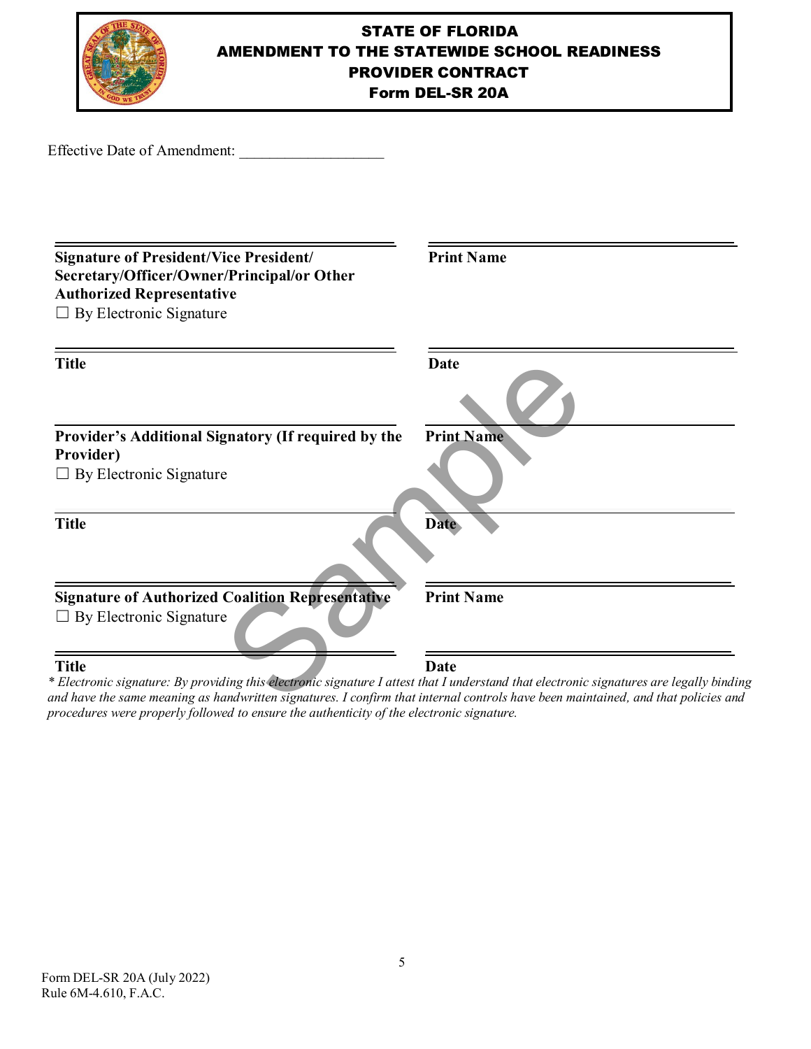# STATE OF FLORIDA
## AMENDMENT TO THE STATEWIDE SCHOOL READINESS PROVIDER CONTRACT
### Form DEL-SR 20A

Effective Date of Amendment: ___________________

| | |
|---|---|
| **Signature of President/Vice President/ Secretary/Officer/Owner/Principal/or Other Authorized Representative** ☐ By Electronic Signature | **Print Name** |
| **Title** | **Date** |
| **Provider's Additional Signatory (If required by the Provider)** ☐ By Electronic Signature | **Print Name** |
| **Title** | **Date** |
| **Signature of Authorized Coalition Representative** ☐ By Electronic Signature | **Print Name** |
| **Title** | **Date** |

*\* Electronic signature: By providing this electronic signature I attest that I understand that electronic signatures are legally binding and have the same meaning as handwritten signatures. I confirm that internal controls have been maintained, and that policies and procedures were properly followed to ensure the authenticity of the electronic signature.*

Sample

Form DEL-SR 20A (July 2022)
Rule 6M-4.610, F.A.C.